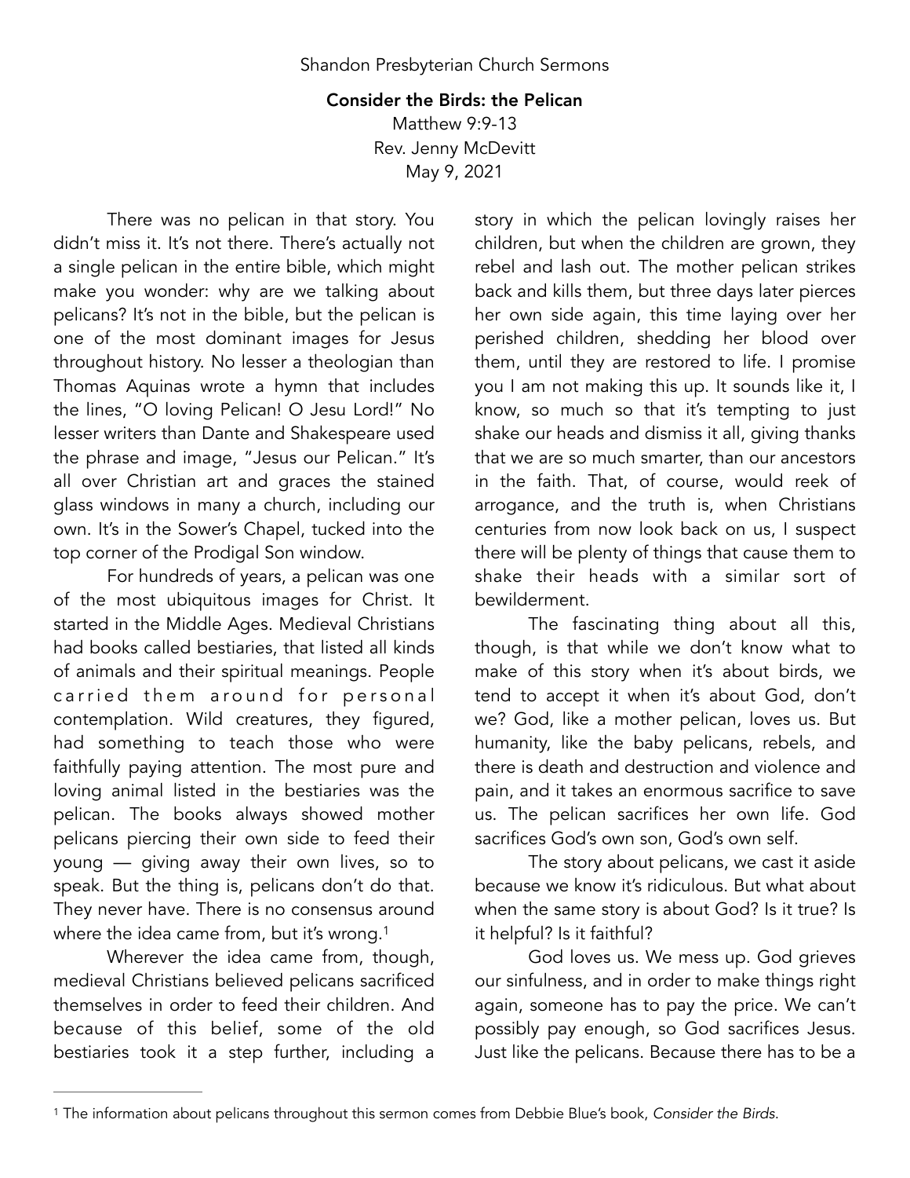Shandon Presbyterian Church Sermons

# Consider the Birds: the Pelican

Matthew 9:9-13
Rev. Jenny McDevitt
May 9, 2021

There was no pelican in that story. You didn't miss it. It's not there. There's actually not a single pelican in the entire bible, which might make you wonder: why are we talking about pelicans? It's not in the bible, but the pelican is one of the most dominant images for Jesus throughout history. No lesser a theologian than Thomas Aquinas wrote a hymn that includes the lines, "O loving Pelican! O Jesu Lord!" No lesser writers than Dante and Shakespeare used the phrase and image, "Jesus our Pelican." It's all over Christian art and graces the stained glass windows in many a church, including our own. It's in the Sower's Chapel, tucked into the top corner of the Prodigal Son window.

For hundreds of years, a pelican was one of the most ubiquitous images for Christ. It started in the Middle Ages. Medieval Christians had books called bestiaries, that listed all kinds of animals and their spiritual meanings. People carried them around for personal contemplation. Wild creatures, they figured, had something to teach those who were faithfully paying attention. The most pure and loving animal listed in the bestiaries was the pelican. The books always showed mother pelicans piercing their own side to feed their young — giving away their own lives, so to speak. But the thing is, pelicans don't do that. They never have. There is no consensus around where the idea came from, but it's wrong.[1]

Wherever the idea came from, though, medieval Christians believed pelicans sacrificed themselves in order to feed their children. And because of this belief, some of the old bestiaries took it a step further, including a story in which the pelican lovingly raises her children, but when the children are grown, they rebel and lash out. The mother pelican strikes back and kills them, but three days later pierces her own side again, this time laying over her perished children, shedding her blood over them, until they are restored to life. I promise you I am not making this up. It sounds like it, I know, so much so that it's tempting to just shake our heads and dismiss it all, giving thanks that we are so much smarter, than our ancestors in the faith. That, of course, would reek of arrogance, and the truth is, when Christians centuries from now look back on us, I suspect there will be plenty of things that cause them to shake their heads with a similar sort of bewilderment.

The fascinating thing about all this, though, is that while we don't know what to make of this story when it's about birds, we tend to accept it when it's about God, don't we? God, like a mother pelican, loves us. But humanity, like the baby pelicans, rebels, and there is death and destruction and violence and pain, and it takes an enormous sacrifice to save us. The pelican sacrifices her own life. God sacrifices God's own son, God's own self.

The story about pelicans, we cast it aside because we know it's ridiculous. But what about when the same story is about God? Is it true? Is it helpful? Is it faithful?

God loves us. We mess up. God grieves our sinfulness, and in order to make things right again, someone has to pay the price. We can't possibly pay enough, so God sacrifices Jesus. Just like the pelicans. Because there has to be a

---

[1] The information about pelicans throughout this sermon comes from Debbie Blue's book, *Consider the Birds.*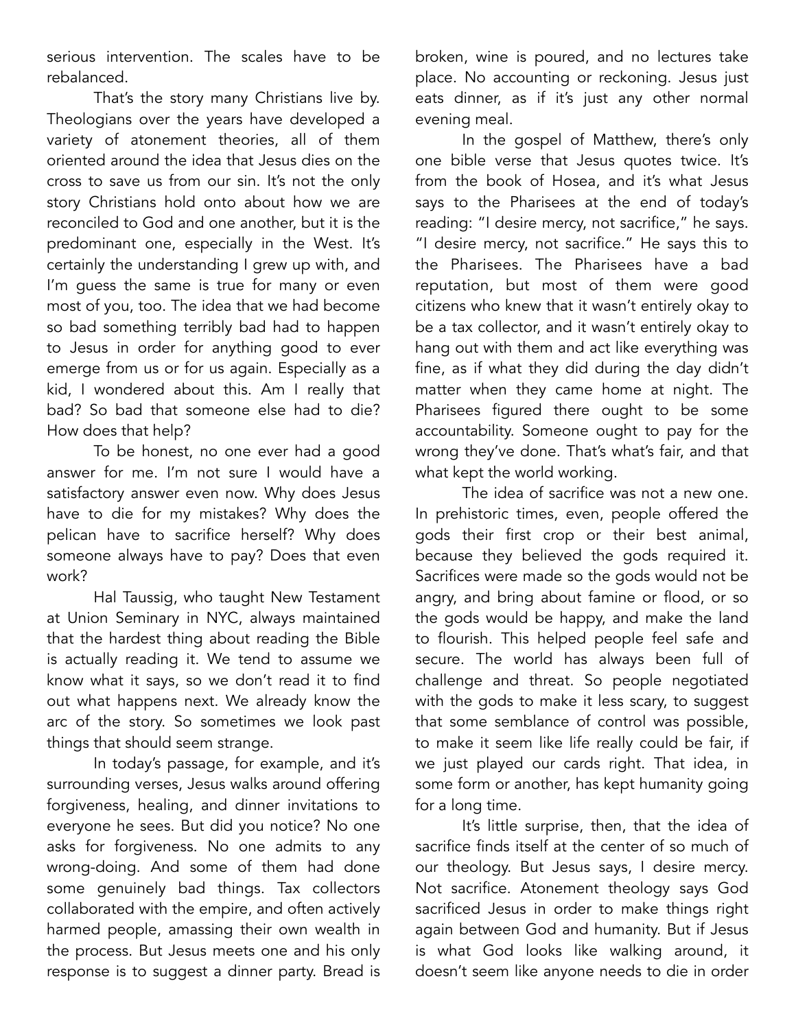serious intervention. The scales have to be rebalanced.

That's the story many Christians live by. Theologians over the years have developed a variety of atonement theories, all of them oriented around the idea that Jesus dies on the cross to save us from our sin. It's not the only story Christians hold onto about how we are reconciled to God and one another, but it is the predominant one, especially in the West. It's certainly the understanding I grew up with, and I'm guess the same is true for many or even most of you, too. The idea that we had become so bad something terribly bad had to happen to Jesus in order for anything good to ever emerge from us or for us again. Especially as a kid, I wondered about this. Am I really that bad? So bad that someone else had to die? How does that help?

To be honest, no one ever had a good answer for me. I'm not sure I would have a satisfactory answer even now. Why does Jesus have to die for my mistakes? Why does the pelican have to sacrifice herself? Why does someone always have to pay? Does that even work?

Hal Taussig, who taught New Testament at Union Seminary in NYC, always maintained that the hardest thing about reading the Bible is actually reading it. We tend to assume we know what it says, so we don't read it to find out what happens next. We already know the arc of the story. So sometimes we look past things that should seem strange.

In today's passage, for example, and it's surrounding verses, Jesus walks around offering forgiveness, healing, and dinner invitations to everyone he sees. But did you notice? No one asks for forgiveness. No one admits to any wrong-doing. And some of them had done some genuinely bad things. Tax collectors collaborated with the empire, and often actively harmed people, amassing their own wealth in the process. But Jesus meets one and his only response is to suggest a dinner party. Bread is broken, wine is poured, and no lectures take place. No accounting or reckoning. Jesus just eats dinner, as if it's just any other normal evening meal.

In the gospel of Matthew, there's only one bible verse that Jesus quotes twice. It's from the book of Hosea, and it's what Jesus says to the Pharisees at the end of today's reading: "I desire mercy, not sacrifice," he says. "I desire mercy, not sacrifice." He says this to the Pharisees. The Pharisees have a bad reputation, but most of them were good citizens who knew that it wasn't entirely okay to be a tax collector, and it wasn't entirely okay to hang out with them and act like everything was fine, as if what they did during the day didn't matter when they came home at night. The Pharisees figured there ought to be some accountability. Someone ought to pay for the wrong they've done. That's what's fair, and that what kept the world working.

The idea of sacrifice was not a new one. In prehistoric times, even, people offered the gods their first crop or their best animal, because they believed the gods required it. Sacrifices were made so the gods would not be angry, and bring about famine or flood, or so the gods would be happy, and make the land to flourish. This helped people feel safe and secure. The world has always been full of challenge and threat. So people negotiated with the gods to make it less scary, to suggest that some semblance of control was possible, to make it seem like life really could be fair, if we just played our cards right. That idea, in some form or another, has kept humanity going for a long time.

It's little surprise, then, that the idea of sacrifice finds itself at the center of so much of our theology. But Jesus says, I desire mercy. Not sacrifice. Atonement theology says God sacrificed Jesus in order to make things right again between God and humanity. But if Jesus is what God looks like walking around, it doesn't seem like anyone needs to die in order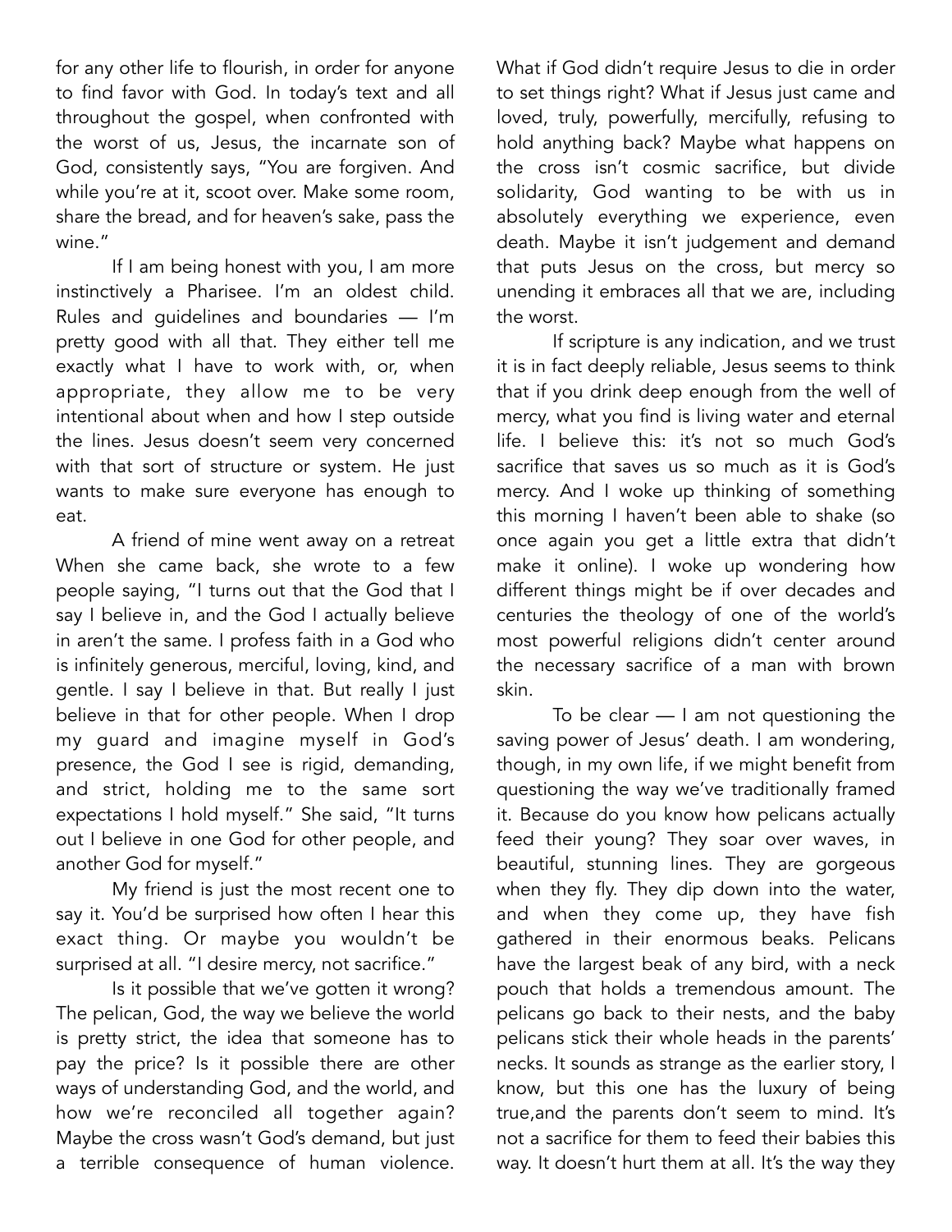for any other life to flourish, in order for anyone to find favor with God. In today's text and all throughout the gospel, when confronted with the worst of us, Jesus, the incarnate son of God, consistently says, "You are forgiven. And while you're at it, scoot over. Make some room, share the bread, and for heaven's sake, pass the wine."

If I am being honest with you, I am more instinctively a Pharisee. I'm an oldest child. Rules and guidelines and boundaries — I'm pretty good with all that. They either tell me exactly what I have to work with, or, when appropriate, they allow me to be very intentional about when and how I step outside the lines. Jesus doesn't seem very concerned with that sort of structure or system. He just wants to make sure everyone has enough to eat.

A friend of mine went away on a retreat When she came back, she wrote to a few people saying, "I turns out that the God that I say I believe in, and the God I actually believe in aren't the same. I profess faith in a God who is infinitely generous, merciful, loving, kind, and gentle. I say I believe in that. But really I just believe in that for other people. When I drop my guard and imagine myself in God's presence, the God I see is rigid, demanding, and strict, holding me to the same sort expectations I hold myself." She said, "It turns out I believe in one God for other people, and another God for myself."

My friend is just the most recent one to say it. You'd be surprised how often I hear this exact thing. Or maybe you wouldn't be surprised at all. "I desire mercy, not sacrifice."

Is it possible that we've gotten it wrong? The pelican, God, the way we believe the world is pretty strict, the idea that someone has to pay the price? Is it possible there are other ways of understanding God, and the world, and how we're reconciled all together again? Maybe the cross wasn't God's demand, but just a terrible consequence of human violence. What if God didn't require Jesus to die in order to set things right? What if Jesus just came and loved, truly, powerfully, mercifully, refusing to hold anything back? Maybe what happens on the cross isn't cosmic sacrifice, but divide solidarity, God wanting to be with us in absolutely everything we experience, even death. Maybe it isn't judgement and demand that puts Jesus on the cross, but mercy so unending it embraces all that we are, including the worst.

If scripture is any indication, and we trust it is in fact deeply reliable, Jesus seems to think that if you drink deep enough from the well of mercy, what you find is living water and eternal life. I believe this: it's not so much God's sacrifice that saves us so much as it is God's mercy. And I woke up thinking of something this morning I haven't been able to shake (so once again you get a little extra that didn't make it online). I woke up wondering how different things might be if over decades and centuries the theology of one of the world's most powerful religions didn't center around the necessary sacrifice of a man with brown skin.

To be clear — I am not questioning the saving power of Jesus' death. I am wondering, though, in my own life, if we might benefit from questioning the way we've traditionally framed it. Because do you know how pelicans actually feed their young? They soar over waves, in beautiful, stunning lines. They are gorgeous when they fly. They dip down into the water, and when they come up, they have fish gathered in their enormous beaks. Pelicans have the largest beak of any bird, with a neck pouch that holds a tremendous amount. The pelicans go back to their nests, and the baby pelicans stick their whole heads in the parents' necks. It sounds as strange as the earlier story, I know, but this one has the luxury of being true,and the parents don't seem to mind. It's not a sacrifice for them to feed their babies this way. It doesn't hurt them at all. It's the way they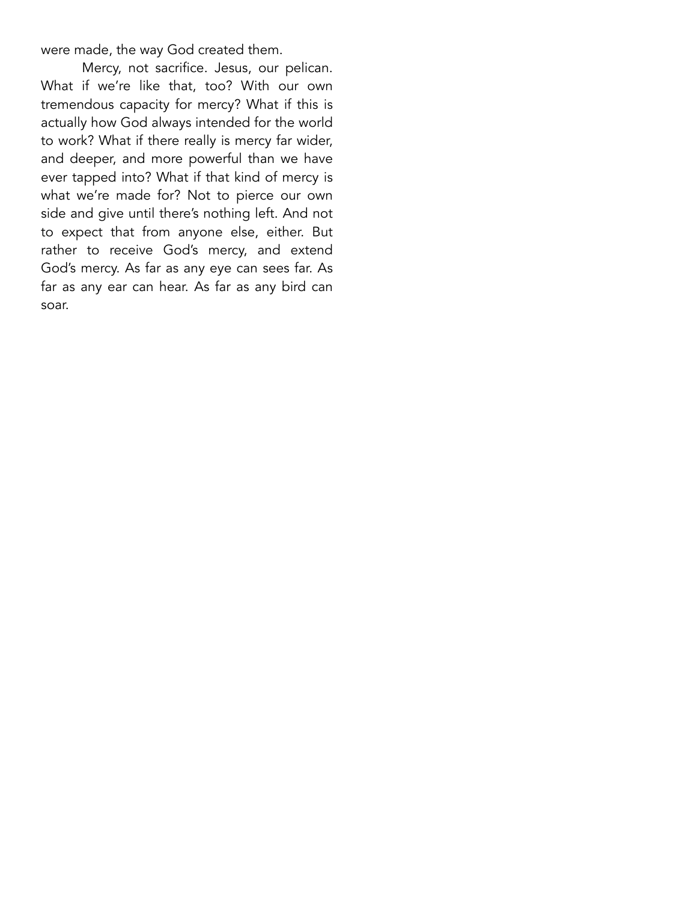were made, the way God created them.

Mercy, not sacrifice. Jesus, our pelican. What if we're like that, too? With our own tremendous capacity for mercy? What if this is actually how God always intended for the world to work? What if there really is mercy far wider, and deeper, and more powerful than we have ever tapped into? What if that kind of mercy is what we're made for? Not to pierce our own side and give until there's nothing left. And not to expect that from anyone else, either. But rather to receive God's mercy, and extend God's mercy. As far as any eye can sees far. As far as any ear can hear. As far as any bird can soar.